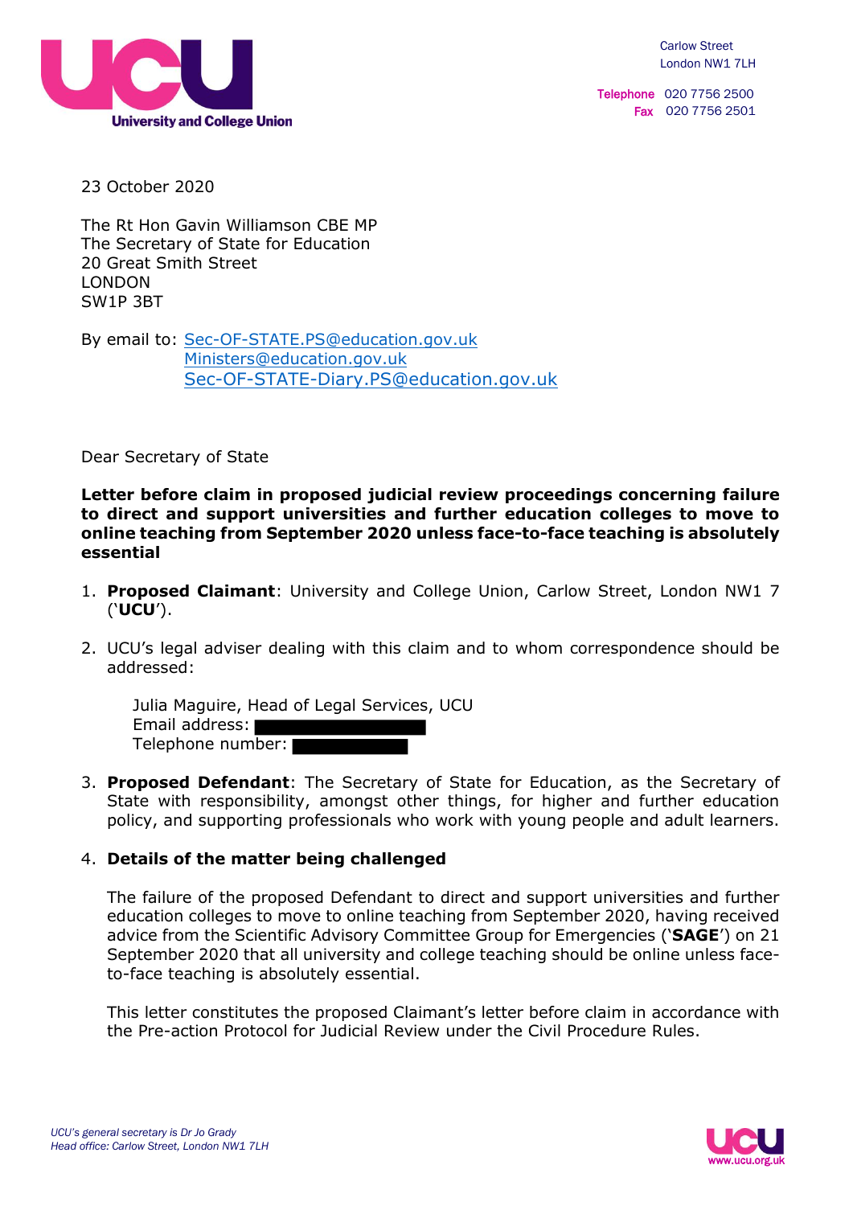UCU
University and College Union

Carlow Street
London NW1 7LH

Telephone 020 7756 2500
Fax 020 7756 2501

23 October 2020

The Rt Hon Gavin Williamson CBE MP
The Secretary of State for Education
20 Great Smith Street
LONDON
SW1P 3BT

By email to: Sec-OF-STATE.PS@education.gov.uk
Ministers@education.gov.uk
Sec-OF-STATE-Diary.PS@education.gov.uk

Dear Secretary of State

**Letter before claim in proposed judicial review proceedings concerning failure to direct and support universities and further education colleges to move to online teaching from September 2020 unless face-to-face teaching is absolutely essential**

1. **Proposed Claimant**: University and College Union, Carlow Street, London NW1 7 ('**UCU**').

2. UCU's legal adviser dealing with this claim and to whom correspondence should be addressed:

   Julia Maguire, Head of Legal Services, UCU
   Email address: [redacted]
   Telephone number: [redacted]

3. **Proposed Defendant**: The Secretary of State for Education, as the Secretary of State with responsibility, amongst other things, for higher and further education policy, and supporting professionals who work with young people and adult learners.

4. **Details of the matter being challenged**

   The failure of the proposed Defendant to direct and support universities and further education colleges to move to online teaching from September 2020, having received advice from the Scientific Advisory Committee Group for Emergencies ('**SAGE**') on 21 September 2020 that all university and college teaching should be online unless face-to-face teaching is absolutely essential.

   This letter constitutes the proposed Claimant's letter before claim in accordance with the Pre-action Protocol for Judicial Review under the Civil Procedure Rules.

*UCU's general secretary is Dr Jo Grady*
*Head office: Carlow Street, London NW1 7LH*

www.ucu.org.uk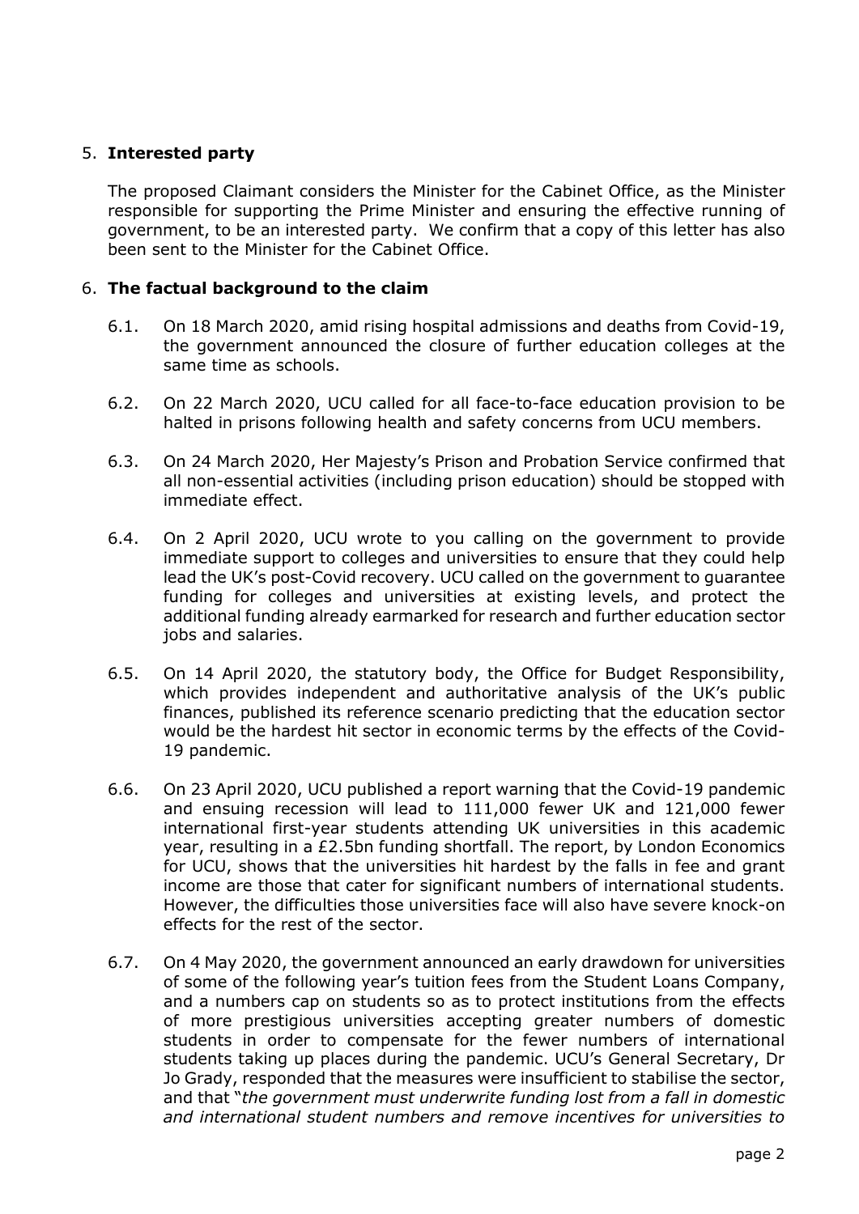## 5. **Interested party**

The proposed Claimant considers the Minister for the Cabinet Office, as the Minister responsible for supporting the Prime Minister and ensuring the effective running of government, to be an interested party. We confirm that a copy of this letter has also been sent to the Minister for the Cabinet Office.

## 6. **The factual background to the claim**

6.1. On 18 March 2020, amid rising hospital admissions and deaths from Covid-19, the government announced the closure of further education colleges at the same time as schools.

6.2. On 22 March 2020, UCU called for all face-to-face education provision to be halted in prisons following health and safety concerns from UCU members.

6.3. On 24 March 2020, Her Majesty's Prison and Probation Service confirmed that all non-essential activities (including prison education) should be stopped with immediate effect.

6.4. On 2 April 2020, UCU wrote to you calling on the government to provide immediate support to colleges and universities to ensure that they could help lead the UK's post-Covid recovery. UCU called on the government to guarantee funding for colleges and universities at existing levels, and protect the additional funding already earmarked for research and further education sector jobs and salaries.

6.5. On 14 April 2020, the statutory body, the Office for Budget Responsibility, which provides independent and authoritative analysis of the UK's public finances, published its reference scenario predicting that the education sector would be the hardest hit sector in economic terms by the effects of the Covid-19 pandemic.

6.6. On 23 April 2020, UCU published a report warning that the Covid-19 pandemic and ensuing recession will lead to 111,000 fewer UK and 121,000 fewer international first-year students attending UK universities in this academic year, resulting in a £2.5bn funding shortfall. The report, by London Economics for UCU, shows that the universities hit hardest by the falls in fee and grant income are those that cater for significant numbers of international students. However, the difficulties those universities face will also have severe knock-on effects for the rest of the sector.

6.7. On 4 May 2020, the government announced an early drawdown for universities of some of the following year's tuition fees from the Student Loans Company, and a numbers cap on students so as to protect institutions from the effects of more prestigious universities accepting greater numbers of domestic students in order to compensate for the fewer numbers of international students taking up places during the pandemic. UCU's General Secretary, Dr Jo Grady, responded that the measures were insufficient to stabilise the sector, and that "*the government must underwrite funding lost from a fall in domestic and international student numbers and remove incentives for universities to*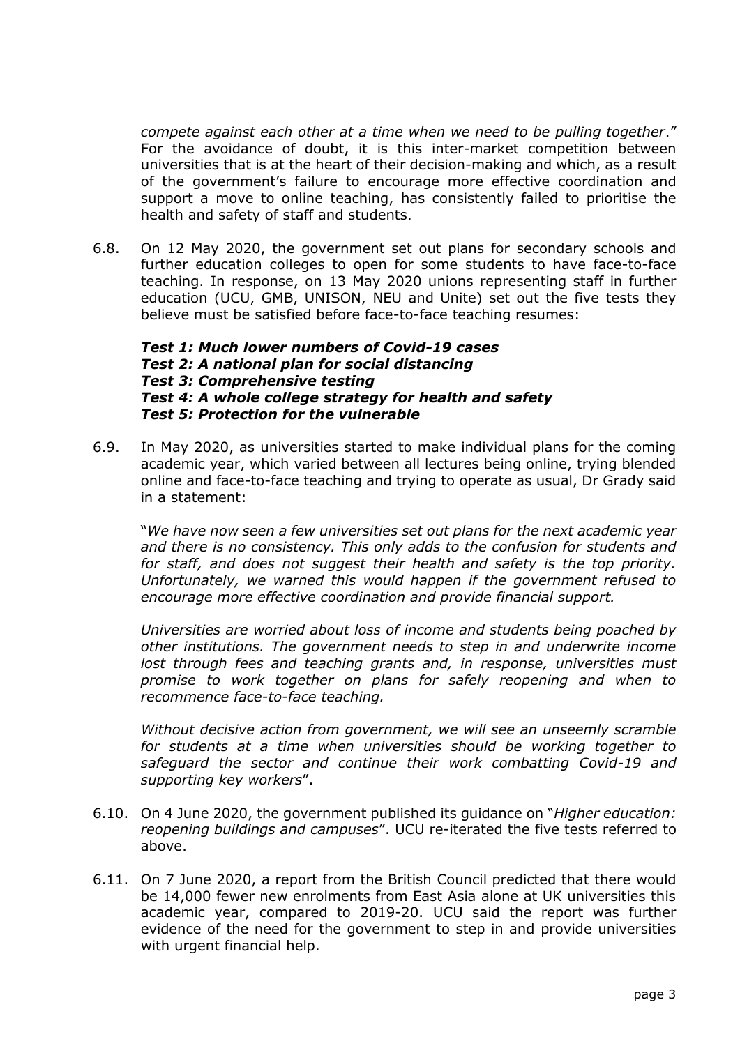*compete against each other at a time when we need to be pulling together*." For the avoidance of doubt, it is this inter-market competition between universities that is at the heart of their decision-making and which, as a result of the government's failure to encourage more effective coordination and support a move to online teaching, has consistently failed to prioritise the health and safety of staff and students.

6.8. On 12 May 2020, the government set out plans for secondary schools and further education colleges to open for some students to have face-to-face teaching. In response, on 13 May 2020 unions representing staff in further education (UCU, GMB, UNISON, NEU and Unite) set out the five tests they believe must be satisfied before face-to-face teaching resumes:

***Test 1: Much lower numbers of Covid-19 cases***
***Test 2: A national plan for social distancing***
***Test 3: Comprehensive testing***
***Test 4: A whole college strategy for health and safety***
***Test 5: Protection for the vulnerable***

6.9. In May 2020, as universities started to make individual plans for the coming academic year, which varied between all lectures being online, trying blended online and face-to-face teaching and trying to operate as usual, Dr Grady said in a statement:

"*We have now seen a few universities set out plans for the next academic year and there is no consistency. This only adds to the confusion for students and for staff, and does not suggest their health and safety is the top priority. Unfortunately, we warned this would happen if the government refused to encourage more effective coordination and provide financial support.*

*Universities are worried about loss of income and students being poached by other institutions. The government needs to step in and underwrite income lost through fees and teaching grants and, in response, universities must promise to work together on plans for safely reopening and when to recommence face-to-face teaching.*

*Without decisive action from government, we will see an unseemly scramble for students at a time when universities should be working together to safeguard the sector and continue their work combatting Covid-19 and supporting key workers*".

6.10. On 4 June 2020, the government published its guidance on "*Higher education: reopening buildings and campuses*". UCU re-iterated the five tests referred to above.

6.11. On 7 June 2020, a report from the British Council predicted that there would be 14,000 fewer new enrolments from East Asia alone at UK universities this academic year, compared to 2019-20. UCU said the report was further evidence of the need for the government to step in and provide universities with urgent financial help.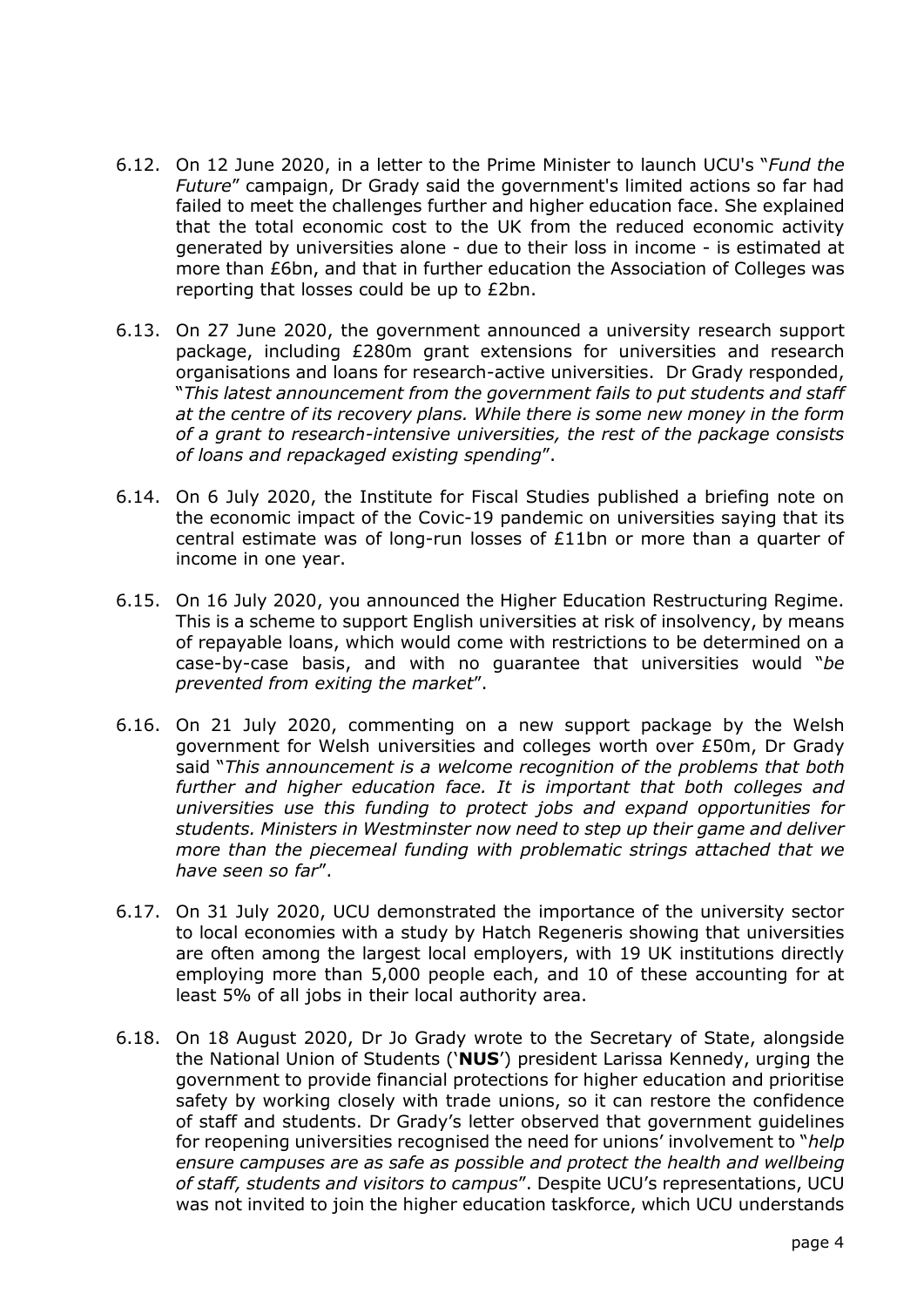6.12. On 12 June 2020, in a letter to the Prime Minister to launch UCU's "*Fund the Future*" campaign, Dr Grady said the government's limited actions so far had failed to meet the challenges further and higher education face. She explained that the total economic cost to the UK from the reduced economic activity generated by universities alone - due to their loss in income - is estimated at more than £6bn, and that in further education the Association of Colleges was reporting that losses could be up to £2bn.

6.13. On 27 June 2020, the government announced a university research support package, including £280m grant extensions for universities and research organisations and loans for research-active universities. Dr Grady responded, "*This latest announcement from the government fails to put students and staff at the centre of its recovery plans. While there is some new money in the form of a grant to research-intensive universities, the rest of the package consists of loans and repackaged existing spending*".

6.14. On 6 July 2020, the Institute for Fiscal Studies published a briefing note on the economic impact of the Covic-19 pandemic on universities saying that its central estimate was of long-run losses of £11bn or more than a quarter of income in one year.

6.15. On 16 July 2020, you announced the Higher Education Restructuring Regime. This is a scheme to support English universities at risk of insolvency, by means of repayable loans, which would come with restrictions to be determined on a case-by-case basis, and with no guarantee that universities would "*be prevented from exiting the market*".

6.16. On 21 July 2020, commenting on a new support package by the Welsh government for Welsh universities and colleges worth over £50m, Dr Grady said "*This announcement is a welcome recognition of the problems that both further and higher education face. It is important that both colleges and universities use this funding to protect jobs and expand opportunities for students. Ministers in Westminster now need to step up their game and deliver more than the piecemeal funding with problematic strings attached that we have seen so far*".

6.17. On 31 July 2020, UCU demonstrated the importance of the university sector to local economies with a study by Hatch Regeneris showing that universities are often among the largest local employers, with 19 UK institutions directly employing more than 5,000 people each, and 10 of these accounting for at least 5% of all jobs in their local authority area.

6.18. On 18 August 2020, Dr Jo Grady wrote to the Secretary of State, alongside the National Union of Students ('**NUS**') president Larissa Kennedy, urging the government to provide financial protections for higher education and prioritise safety by working closely with trade unions, so it can restore the confidence of staff and students. Dr Grady's letter observed that government guidelines for reopening universities recognised the need for unions' involvement to "*help ensure campuses are as safe as possible and protect the health and wellbeing of staff, students and visitors to campus*". Despite UCU's representations, UCU was not invited to join the higher education taskforce, which UCU understands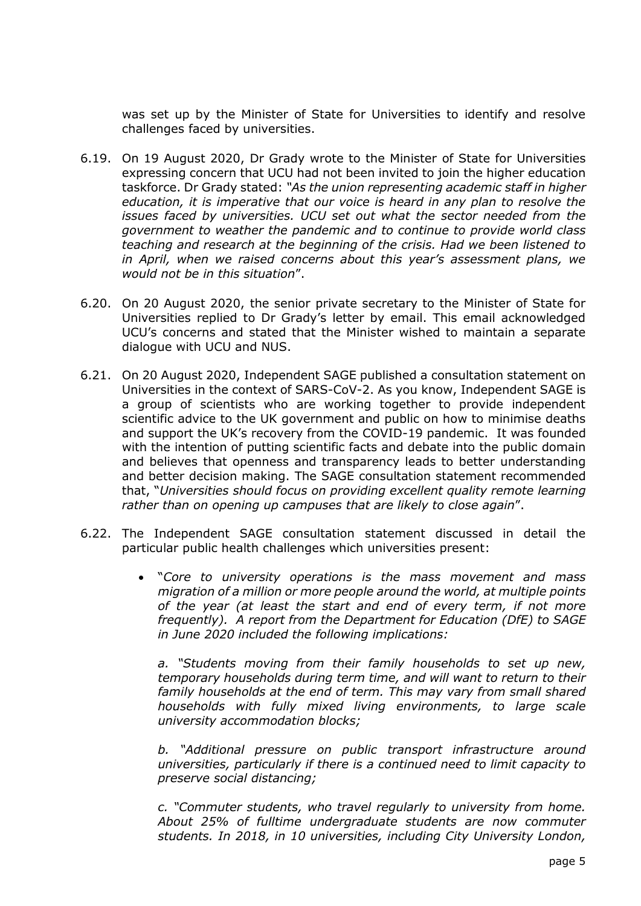was set up by the Minister of State for Universities to identify and resolve challenges faced by universities.

6.19. On 19 August 2020, Dr Grady wrote to the Minister of State for Universities expressing concern that UCU had not been invited to join the higher education taskforce. Dr Grady stated: *"As the union representing academic staff in higher education, it is imperative that our voice is heard in any plan to resolve the issues faced by universities. UCU set out what the sector needed from the government to weather the pandemic and to continue to provide world class teaching and research at the beginning of the crisis. Had we been listened to in April, when we raised concerns about this year's assessment plans, we would not be in this situation*".

6.20. On 20 August 2020, the senior private secretary to the Minister of State for Universities replied to Dr Grady's letter by email. This email acknowledged UCU's concerns and stated that the Minister wished to maintain a separate dialogue with UCU and NUS.

6.21. On 20 August 2020, Independent SAGE published a consultation statement on Universities in the context of SARS-CoV-2. As you know, Independent SAGE is a group of scientists who are working together to provide independent scientific advice to the UK government and public on how to minimise deaths and support the UK's recovery from the COVID-19 pandemic. It was founded with the intention of putting scientific facts and debate into the public domain and believes that openness and transparency leads to better understanding and better decision making. The SAGE consultation statement recommended that, "*Universities should focus on providing excellent quality remote learning rather than on opening up campuses that are likely to close again*".

6.22. The Independent SAGE consultation statement discussed in detail the particular public health challenges which universities present:

- "*Core to university operations is the mass movement and mass migration of a million or more people around the world, at multiple points of the year (at least the start and end of every term, if not more frequently). A report from the Department for Education (DfE) to SAGE in June 2020 included the following implications:*

  *a. "Students moving from their family households to set up new, temporary households during term time, and will want to return to their family households at the end of term. This may vary from small shared households with fully mixed living environments, to large scale university accommodation blocks;*

  *b. "Additional pressure on public transport infrastructure around universities, particularly if there is a continued need to limit capacity to preserve social distancing;*

  *c. "Commuter students, who travel regularly to university from home. About 25% of fulltime undergraduate students are now commuter students. In 2018, in 10 universities, including City University London,*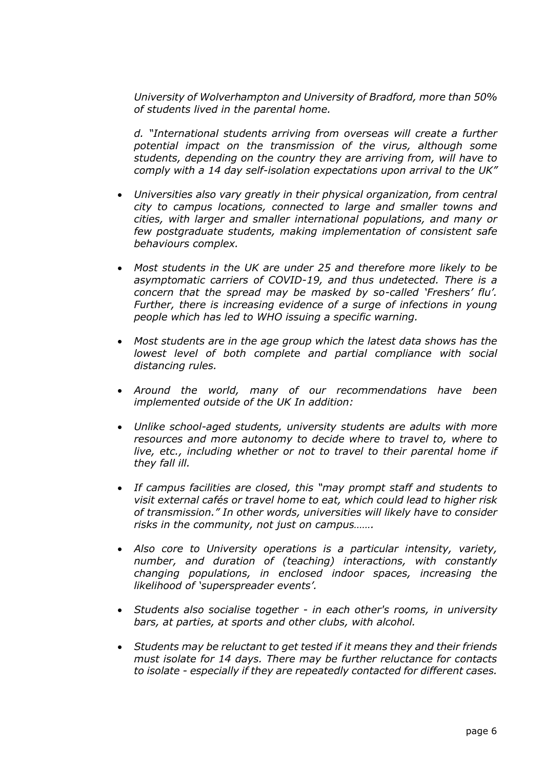*University of Wolverhampton and University of Bradford, more than 50% of students lived in the parental home.*

*d. "International students arriving from overseas will create a further potential impact on the transmission of the virus, although some students, depending on the country they are arriving from, will have to comply with a 14 day self-isolation expectations upon arrival to the UK"*

- *Universities also vary greatly in their physical organization, from central city to campus locations, connected to large and smaller towns and cities, with larger and smaller international populations, and many or few postgraduate students, making implementation of consistent safe behaviours complex.*

- *Most students in the UK are under 25 and therefore more likely to be asymptomatic carriers of COVID-19, and thus undetected. There is a concern that the spread may be masked by so-called 'Freshers' flu'. Further, there is increasing evidence of a surge of infections in young people which has led to WHO issuing a specific warning.*

- *Most students are in the age group which the latest data shows has the lowest level of both complete and partial compliance with social distancing rules.*

- *Around the world, many of our recommendations have been implemented outside of the UK In addition:*

- *Unlike school-aged students, university students are adults with more resources and more autonomy to decide where to travel to, where to live, etc., including whether or not to travel to their parental home if they fall ill.*

- *If campus facilities are closed, this "may prompt staff and students to visit external cafés or travel home to eat, which could lead to higher risk of transmission." In other words, universities will likely have to consider risks in the community, not just on campus…….*

- *Also core to University operations is a particular intensity, variety, number, and duration of (teaching) interactions, with constantly changing populations, in enclosed indoor spaces, increasing the likelihood of 'superspreader events'.*

- *Students also socialise together - in each other's rooms, in university bars, at parties, at sports and other clubs, with alcohol.*

- *Students may be reluctant to get tested if it means they and their friends must isolate for 14 days. There may be further reluctance for contacts to isolate - especially if they are repeatedly contacted for different cases.*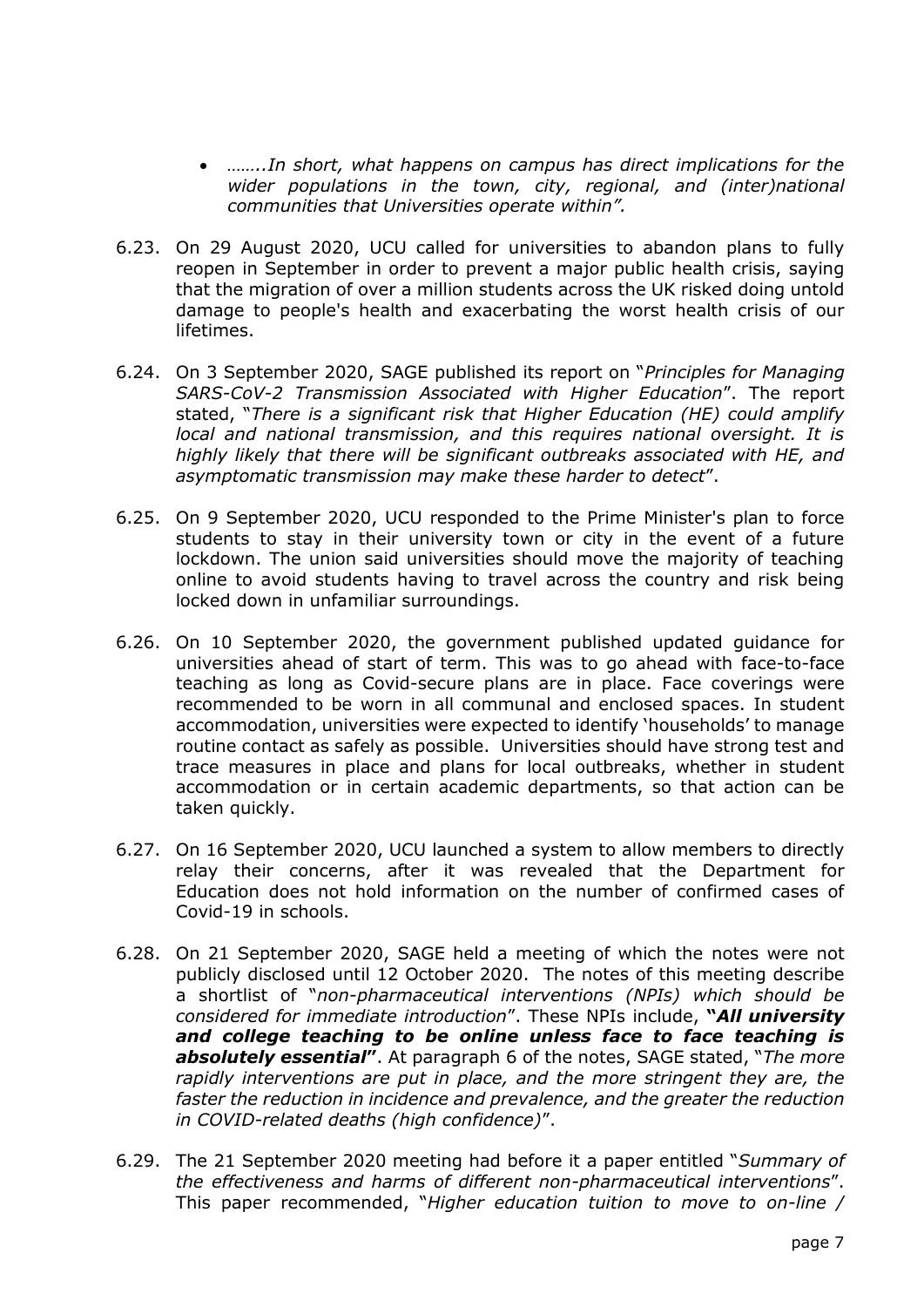- *……..In short, what happens on campus has direct implications for the wider populations in the town, city, regional, and (inter)national communities that Universities operate within".*

6.23. On 29 August 2020, UCU called for universities to abandon plans to fully reopen in September in order to prevent a major public health crisis, saying that the migration of over a million students across the UK risked doing untold damage to people's health and exacerbating the worst health crisis of our lifetimes.

6.24. On 3 September 2020, SAGE published its report on "*Principles for Managing SARS-CoV-2 Transmission Associated with Higher Education*". The report stated, "*There is a significant risk that Higher Education (HE) could amplify local and national transmission, and this requires national oversight. It is highly likely that there will be significant outbreaks associated with HE, and asymptomatic transmission may make these harder to detect*".

6.25. On 9 September 2020, UCU responded to the Prime Minister's plan to force students to stay in their university town or city in the event of a future lockdown. The union said universities should move the majority of teaching online to avoid students having to travel across the country and risk being locked down in unfamiliar surroundings.

6.26. On 10 September 2020, the government published updated guidance for universities ahead of start of term. This was to go ahead with face-to-face teaching as long as Covid-secure plans are in place. Face coverings were recommended to be worn in all communal and enclosed spaces. In student accommodation, universities were expected to identify 'households' to manage routine contact as safely as possible. Universities should have strong test and trace measures in place and plans for local outbreaks, whether in student accommodation or in certain academic departments, so that action can be taken quickly.

6.27. On 16 September 2020, UCU launched a system to allow members to directly relay their concerns, after it was revealed that the Department for Education does not hold information on the number of confirmed cases of Covid-19 in schools.

6.28. On 21 September 2020, SAGE held a meeting of which the notes were not publicly disclosed until 12 October 2020. The notes of this meeting describe a shortlist of "*non-pharmaceutical interventions (NPIs) which should be considered for immediate introduction*". These NPIs include, ***"All university and college teaching to be online unless face to face teaching is absolutely essential"***. At paragraph 6 of the notes, SAGE stated, "*The more rapidly interventions are put in place, and the more stringent they are, the faster the reduction in incidence and prevalence, and the greater the reduction in COVID-related deaths (high confidence)*".

6.29. The 21 September 2020 meeting had before it a paper entitled "*Summary of the effectiveness and harms of different non-pharmaceutical interventions*". This paper recommended, "*Higher education tuition to move to on-line /*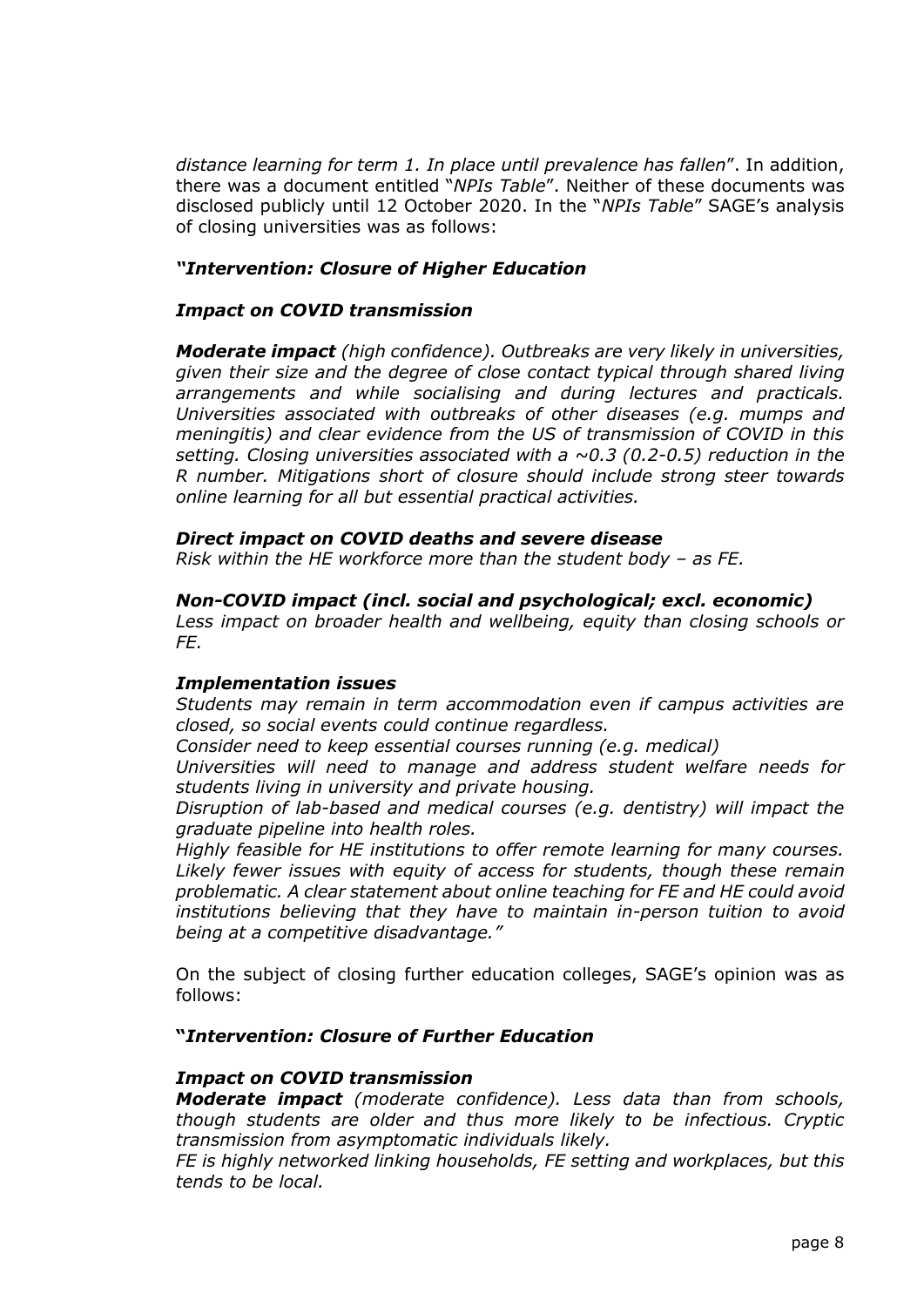*distance learning for term 1. In place until prevalence has fallen*". In addition, there was a document entitled "*NPIs Table*". Neither of these documents was disclosed publicly until 12 October 2020. In the "*NPIs Table*" SAGE's analysis of closing universities was as follows:

***"Intervention: Closure of Higher Education***

***Impact on COVID transmission***

***Moderate impact*** *(high confidence). Outbreaks are very likely in universities, given their size and the degree of close contact typical through shared living arrangements and while socialising and during lectures and practicals. Universities associated with outbreaks of other diseases (e.g. mumps and meningitis) and clear evidence from the US of transmission of COVID in this setting. Closing universities associated with a ~0.3 (0.2-0.5) reduction in the R number. Mitigations short of closure should include strong steer towards online learning for all but essential practical activities.*

***Direct impact on COVID deaths and severe disease***
*Risk within the HE workforce more than the student body – as FE.*

***Non-COVID impact (incl. social and psychological; excl. economic)***
*Less impact on broader health and wellbeing, equity than closing schools or FE.*

***Implementation issues***
*Students may remain in term accommodation even if campus activities are closed, so social events could continue regardless.*
*Consider need to keep essential courses running (e.g. medical)*
*Universities will need to manage and address student welfare needs for students living in university and private housing.*
*Disruption of lab-based and medical courses (e.g. dentistry) will impact the graduate pipeline into health roles.*
*Highly feasible for HE institutions to offer remote learning for many courses. Likely fewer issues with equity of access for students, though these remain problematic. A clear statement about online teaching for FE and HE could avoid institutions believing that they have to maintain in-person tuition to avoid being at a competitive disadvantage."*

On the subject of closing further education colleges, SAGE's opinion was as follows:

***"Intervention: Closure of Further Education***

***Impact on COVID transmission***
***Moderate impact*** *(moderate confidence). Less data than from schools, though students are older and thus more likely to be infectious. Cryptic transmission from asymptomatic individuals likely.*
*FE is highly networked linking households, FE setting and workplaces, but this tends to be local.*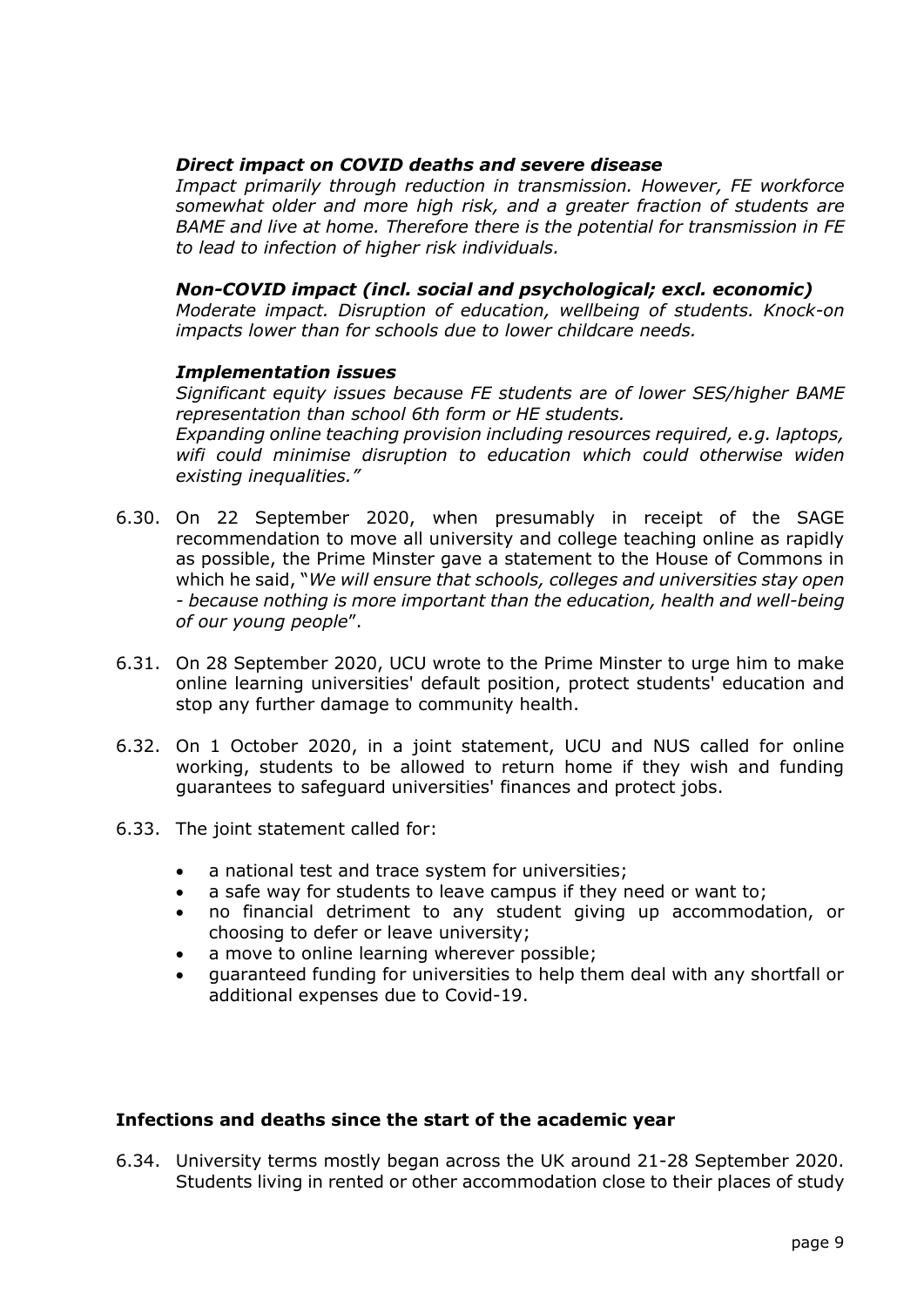***Direct impact on COVID deaths and severe disease***
*Impact primarily through reduction in transmission. However, FE workforce somewhat older and more high risk, and a greater fraction of students are BAME and live at home. Therefore there is the potential for transmission in FE to lead to infection of higher risk individuals.*

***Non-COVID impact (incl. social and psychological; excl. economic)***
*Moderate impact. Disruption of education, wellbeing of students. Knock-on impacts lower than for schools due to lower childcare needs.*

***Implementation issues***
*Significant equity issues because FE students are of lower SES/higher BAME representation than school 6th form or HE students.*
*Expanding online teaching provision including resources required, e.g. laptops, wifi could minimise disruption to education which could otherwise widen existing inequalities."*

6.30. On 22 September 2020, when presumably in receipt of the SAGE recommendation to move all university and college teaching online as rapidly as possible, the Prime Minster gave a statement to the House of Commons in which he said, "*We will ensure that schools, colleges and universities stay open - because nothing is more important than the education, health and well-being of our young people*".

6.31. On 28 September 2020, UCU wrote to the Prime Minster to urge him to make online learning universities' default position, protect students' education and stop any further damage to community health.

6.32. On 1 October 2020, in a joint statement, UCU and NUS called for online working, students to be allowed to return home if they wish and funding guarantees to safeguard universities' finances and protect jobs.

6.33. The joint statement called for:

- a national test and trace system for universities;
- a safe way for students to leave campus if they need or want to;
- no financial detriment to any student giving up accommodation, or choosing to defer or leave university;
- a move to online learning wherever possible;
- guaranteed funding for universities to help them deal with any shortfall or additional expenses due to Covid-19.

**Infections and deaths since the start of the academic year**

6.34. University terms mostly began across the UK around 21-28 September 2020. Students living in rented or other accommodation close to their places of study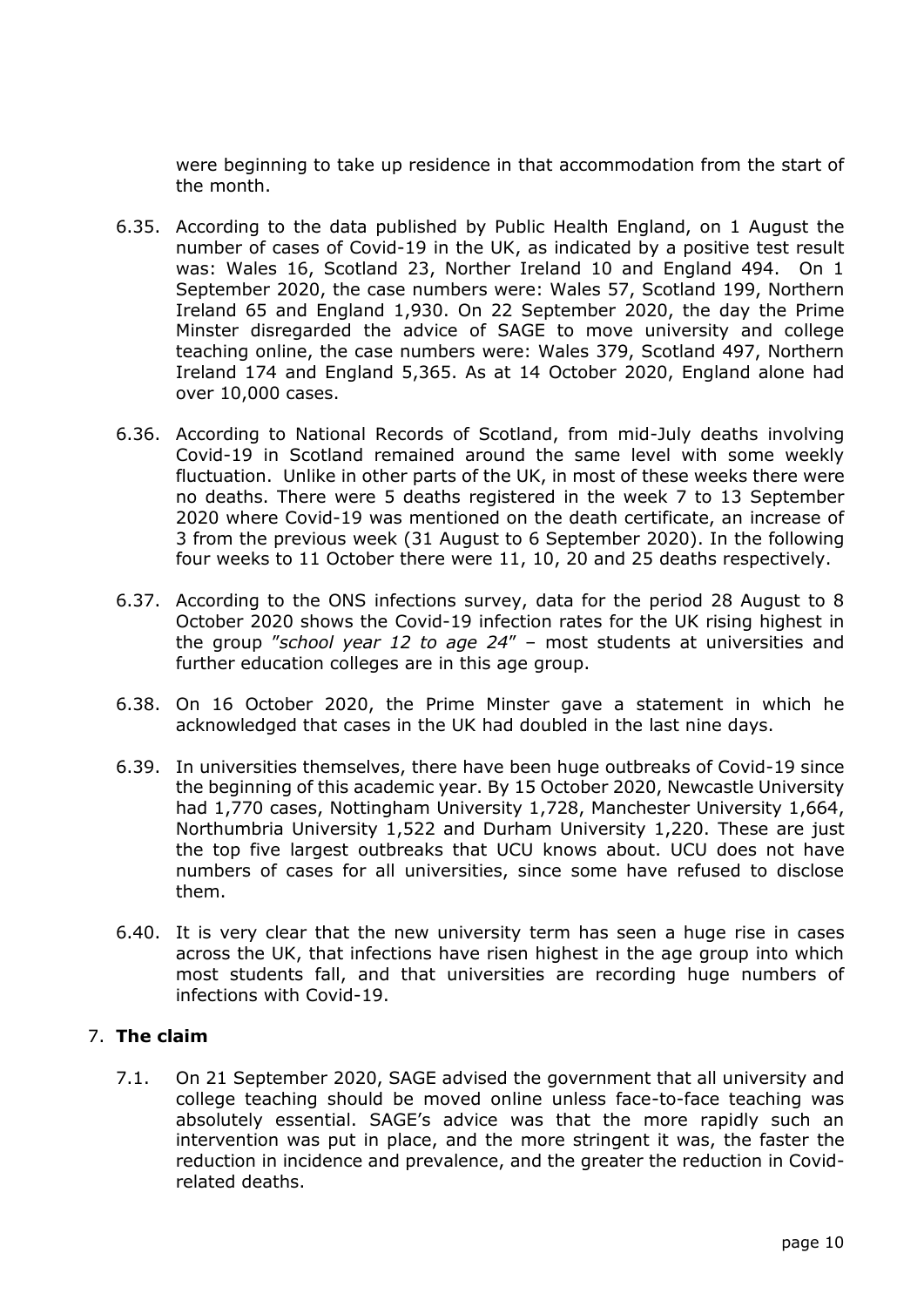were beginning to take up residence in that accommodation from the start of the month.

6.35. According to the data published by Public Health England, on 1 August the number of cases of Covid-19 in the UK, as indicated by a positive test result was: Wales 16, Scotland 23, Norther Ireland 10 and England 494. On 1 September 2020, the case numbers were: Wales 57, Scotland 199, Northern Ireland 65 and England 1,930. On 22 September 2020, the day the Prime Minster disregarded the advice of SAGE to move university and college teaching online, the case numbers were: Wales 379, Scotland 497, Northern Ireland 174 and England 5,365. As at 14 October 2020, England alone had over 10,000 cases.

6.36. According to National Records of Scotland, from mid-July deaths involving Covid-19 in Scotland remained around the same level with some weekly fluctuation. Unlike in other parts of the UK, in most of these weeks there were no deaths. There were 5 deaths registered in the week 7 to 13 September 2020 where Covid-19 was mentioned on the death certificate, an increase of 3 from the previous week (31 August to 6 September 2020). In the following four weeks to 11 October there were 11, 10, 20 and 25 deaths respectively.

6.37. According to the ONS infections survey, data for the period 28 August to 8 October 2020 shows the Covid-19 infection rates for the UK rising highest in the group "*school year 12 to age 24*" – most students at universities and further education colleges are in this age group.

6.38. On 16 October 2020, the Prime Minister gave a statement in which he acknowledged that cases in the UK had doubled in the last nine days.

6.39. In universities themselves, there have been huge outbreaks of Covid-19 since the beginning of this academic year. By 15 October 2020, Newcastle University had 1,770 cases, Nottingham University 1,728, Manchester University 1,664, Northumbria University 1,522 and Durham University 1,220. These are just the top five largest outbreaks that UCU knows about. UCU does not have numbers of cases for all universities, since some have refused to disclose them.

6.40. It is very clear that the new university term has seen a huge rise in cases across the UK, that infections have risen highest in the age group into which most students fall, and that universities are recording huge numbers of infections with Covid-19.

## 7. **The claim**

7.1. On 21 September 2020, SAGE advised the government that all university and college teaching should be moved online unless face-to-face teaching was absolutely essential. SAGE's advice was that the more rapidly such an intervention was put in place, and the more stringent it was, the faster the reduction in incidence and prevalence, and the greater the reduction in Covid-related deaths.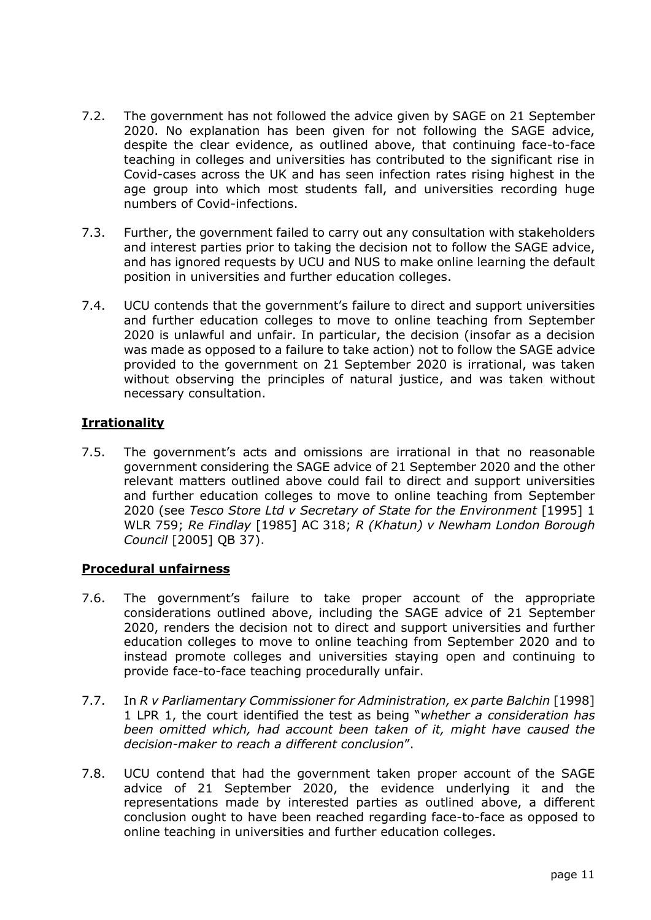7.2. The government has not followed the advice given by SAGE on 21 September 2020. No explanation has been given for not following the SAGE advice, despite the clear evidence, as outlined above, that continuing face-to-face teaching in colleges and universities has contributed to the significant rise in Covid-cases across the UK and has seen infection rates rising highest in the age group into which most students fall, and universities recording huge numbers of Covid-infections.

7.3. Further, the government failed to carry out any consultation with stakeholders and interest parties prior to taking the decision not to follow the SAGE advice, and has ignored requests by UCU and NUS to make online learning the default position in universities and further education colleges.

7.4. UCU contends that the government's failure to direct and support universities and further education colleges to move to online teaching from September 2020 is unlawful and unfair. In particular, the decision (insofar as a decision was made as opposed to a failure to take action) not to follow the SAGE advice provided to the government on 21 September 2020 is irrational, was taken without observing the principles of natural justice, and was taken without necessary consultation.

**Irrationality**

7.5. The government's acts and omissions are irrational in that no reasonable government considering the SAGE advice of 21 September 2020 and the other relevant matters outlined above could fail to direct and support universities and further education colleges to move to online teaching from September 2020 (see *Tesco Store Ltd v Secretary of State for the Environment* [1995] 1 WLR 759; *Re Findlay* [1985] AC 318; *R (Khatun) v Newham London Borough Council* [2005] QB 37).

**Procedural unfairness**

7.6. The government's failure to take proper account of the appropriate considerations outlined above, including the SAGE advice of 21 September 2020, renders the decision not to direct and support universities and further education colleges to move to online teaching from September 2020 and to instead promote colleges and universities staying open and continuing to provide face-to-face teaching procedurally unfair.

7.7. In *R v Parliamentary Commissioner for Administration, ex parte Balchin* [1998] 1 LPR 1, the court identified the test as being "*whether a consideration has been omitted which, had account been taken of it, might have caused the decision-maker to reach a different conclusion*".

7.8. UCU contend that had the government taken proper account of the SAGE advice of 21 September 2020, the evidence underlying it and the representations made by interested parties as outlined above, a different conclusion ought to have been reached regarding face-to-face as opposed to online teaching in universities and further education colleges.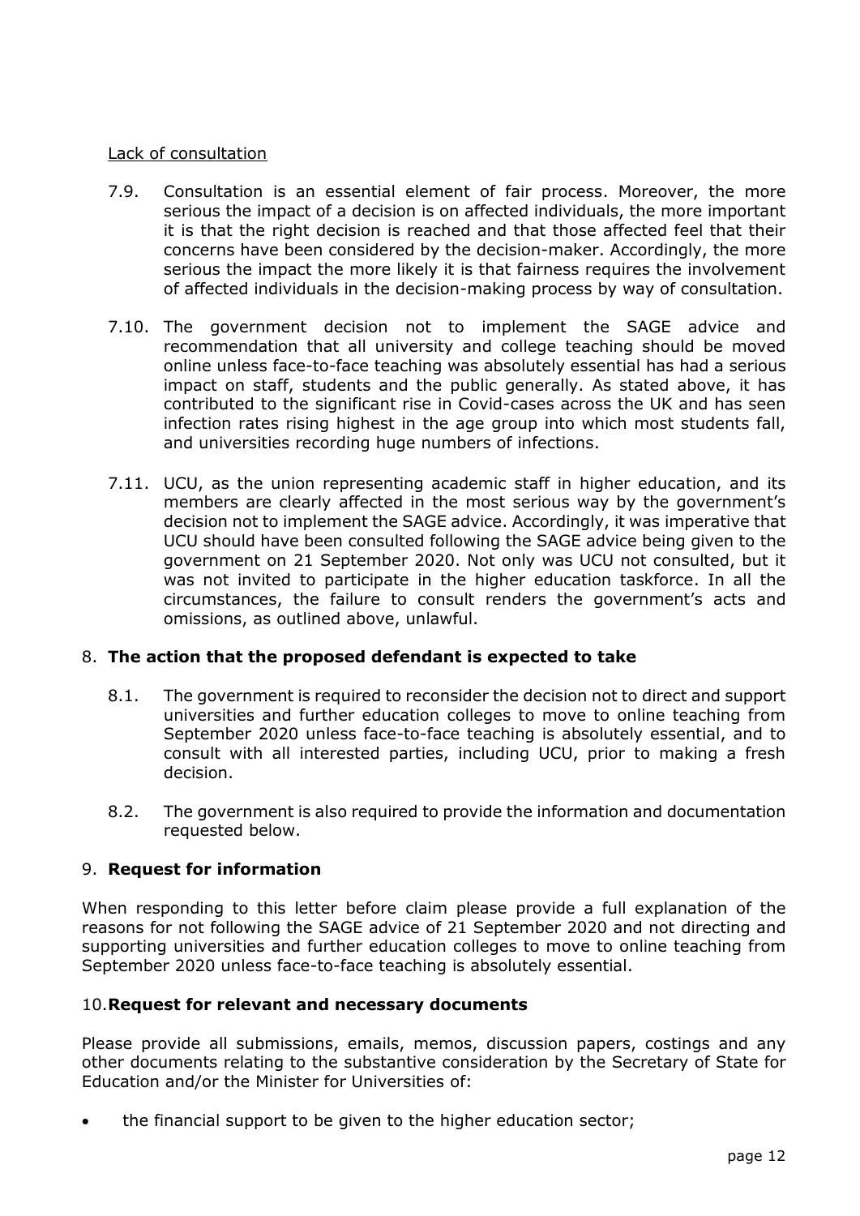Lack of consultation

7.9. Consultation is an essential element of fair process. Moreover, the more serious the impact of a decision is on affected individuals, the more important it is that the right decision is reached and that those affected feel that their concerns have been considered by the decision-maker. Accordingly, the more serious the impact the more likely it is that fairness requires the involvement of affected individuals in the decision-making process by way of consultation.

7.10. The government decision not to implement the SAGE advice and recommendation that all university and college teaching should be moved online unless face-to-face teaching was absolutely essential has had a serious impact on staff, students and the public generally. As stated above, it has contributed to the significant rise in Covid-cases across the UK and has seen infection rates rising highest in the age group into which most students fall, and universities recording huge numbers of infections.

7.11. UCU, as the union representing academic staff in higher education, and its members are clearly affected in the most serious way by the government's decision not to implement the SAGE advice. Accordingly, it was imperative that UCU should have been consulted following the SAGE advice being given to the government on 21 September 2020. Not only was UCU not consulted, but it was not invited to participate in the higher education taskforce. In all the circumstances, the failure to consult renders the government's acts and omissions, as outlined above, unlawful.

## 8. The action that the proposed defendant is expected to take

8.1. The government is required to reconsider the decision not to direct and support universities and further education colleges to move to online teaching from September 2020 unless face-to-face teaching is absolutely essential, and to consult with all interested parties, including UCU, prior to making a fresh decision.

8.2. The government is also required to provide the information and documentation requested below.

## 9. Request for information

When responding to this letter before claim please provide a full explanation of the reasons for not following the SAGE advice of 21 September 2020 and not directing and supporting universities and further education colleges to move to online teaching from September 2020 unless face-to-face teaching is absolutely essential.

## 10. Request for relevant and necessary documents

Please provide all submissions, emails, memos, discussion papers, costings and any other documents relating to the substantive consideration by the Secretary of State for Education and/or the Minister for Universities of:

- the financial support to be given to the higher education sector;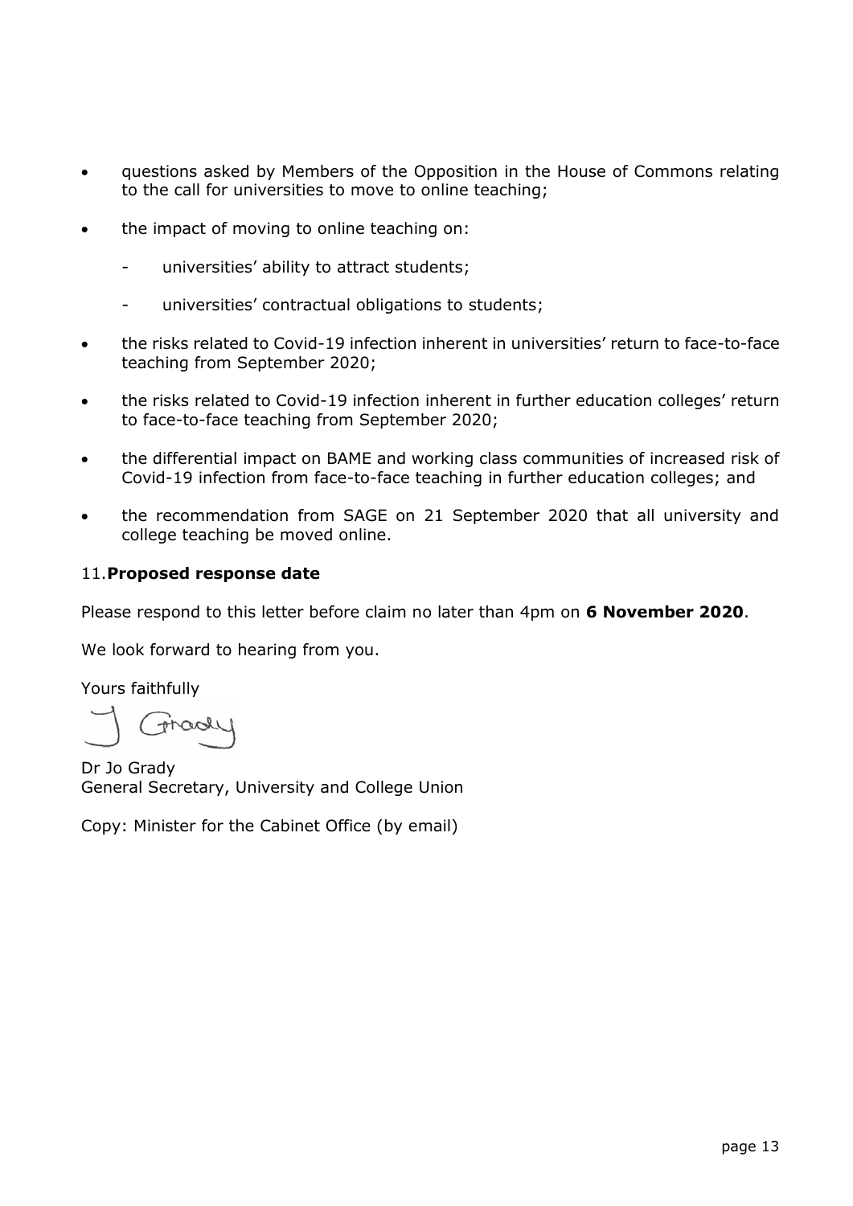- questions asked by Members of the Opposition in the House of Commons relating to the call for universities to move to online teaching;
- the impact of moving to online teaching on:
    - universities' ability to attract students;
    - universities' contractual obligations to students;
- the risks related to Covid-19 infection inherent in universities' return to face-to-face teaching from September 2020;
- the risks related to Covid-19 infection inherent in further education colleges' return to face-to-face teaching from September 2020;
- the differential impact on BAME and working class communities of increased risk of Covid-19 infection from face-to-face teaching in further education colleges; and
- the recommendation from SAGE on 21 September 2020 that all university and college teaching be moved online.

### 11. Proposed response date

Please respond to this letter before claim no later than 4pm on **6 November 2020**.

We look forward to hearing from you.

Yours faithfully

J Grady

Dr Jo Grady
General Secretary, University and College Union

Copy: Minister for the Cabinet Office (by email)